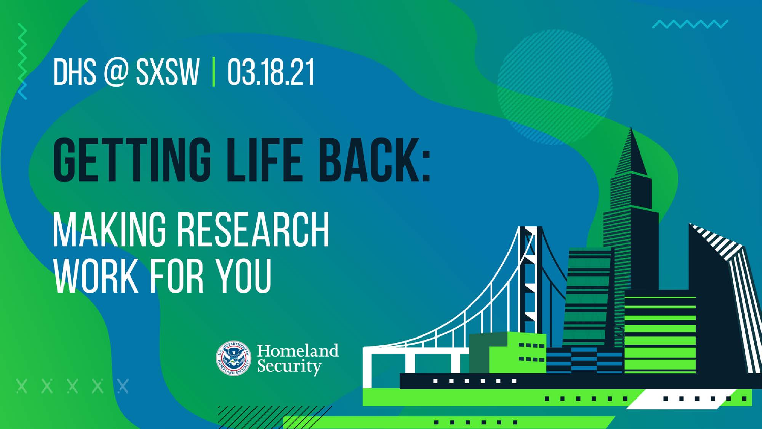DHS @ SXSW | 03.18.21

# GETTING LIFE BACK:

## MAKING RESEARCH WORK FOR YOU

Homeland Security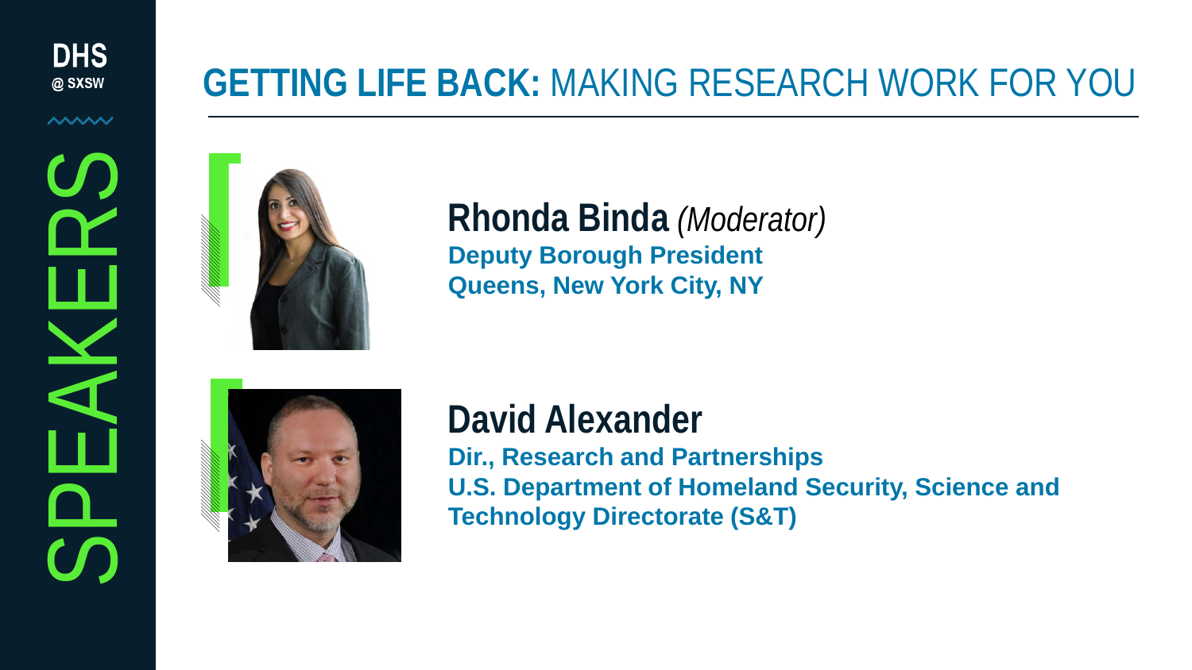DHS @ SXSW

SPEAKERS

# GETTING LIFE BACK: MAKING RESEARCH WORK FOR YOU

**Rhonda Binda** *(Moderator)*
**Deputy Borough President**
**Queens, New York City, NY**

**David Alexander**
**Dir., Research and Partnerships**
**U.S. Department of Homeland Security, Science and Technology Directorate (S&T)**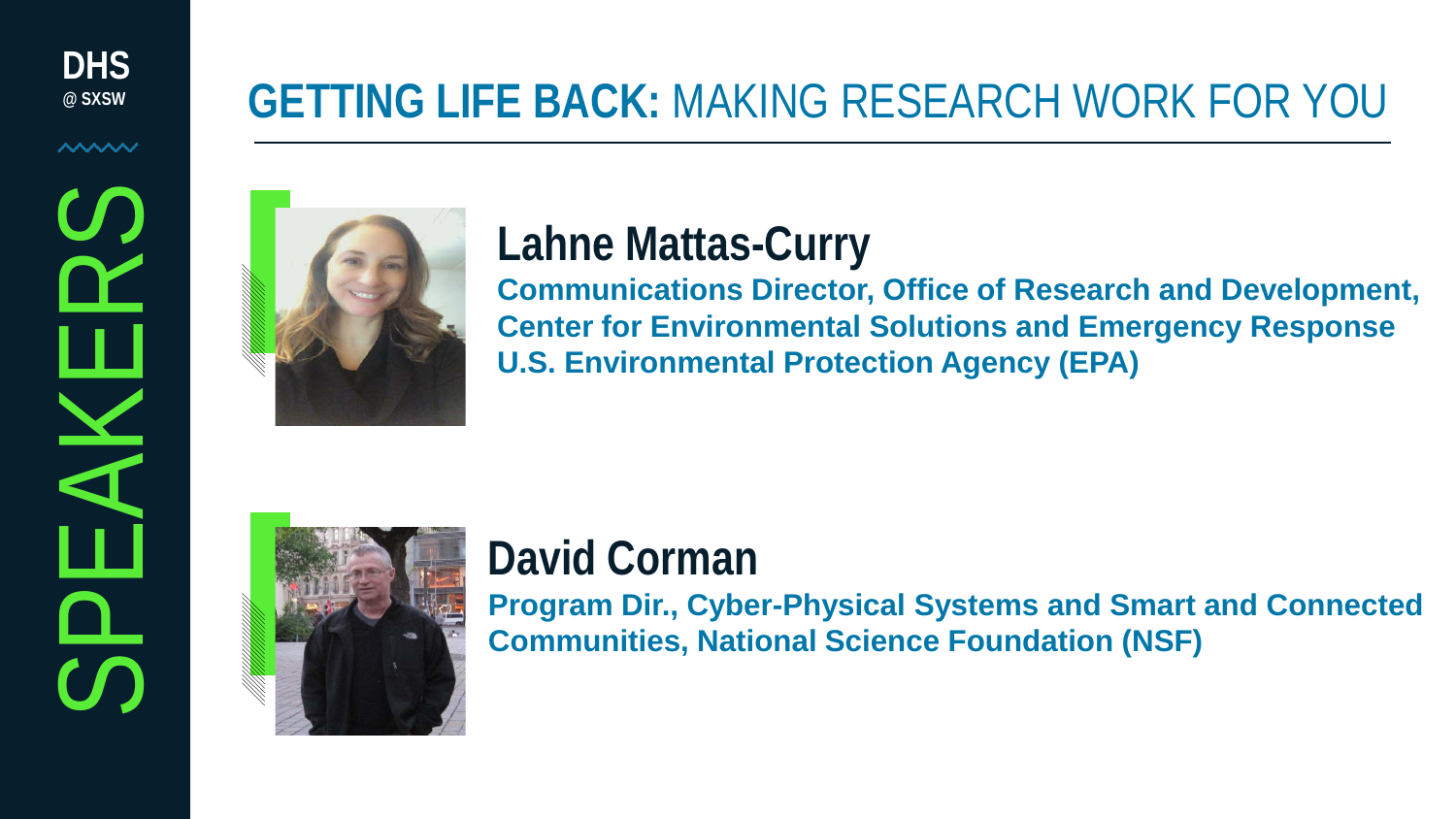DHS
@ SXSW

SPEAKERS

# GETTING LIFE BACK: MAKING RESEARCH WORK FOR YOU

## Lahne Mattas-Curry

**Communications Director, Office of Research and Development, Center for Environmental Solutions and Emergency Response U.S. Environmental Protection Agency (EPA)**

## David Corman

**Program Dir., Cyber-Physical Systems and Smart and Connected Communities, National Science Foundation (NSF)**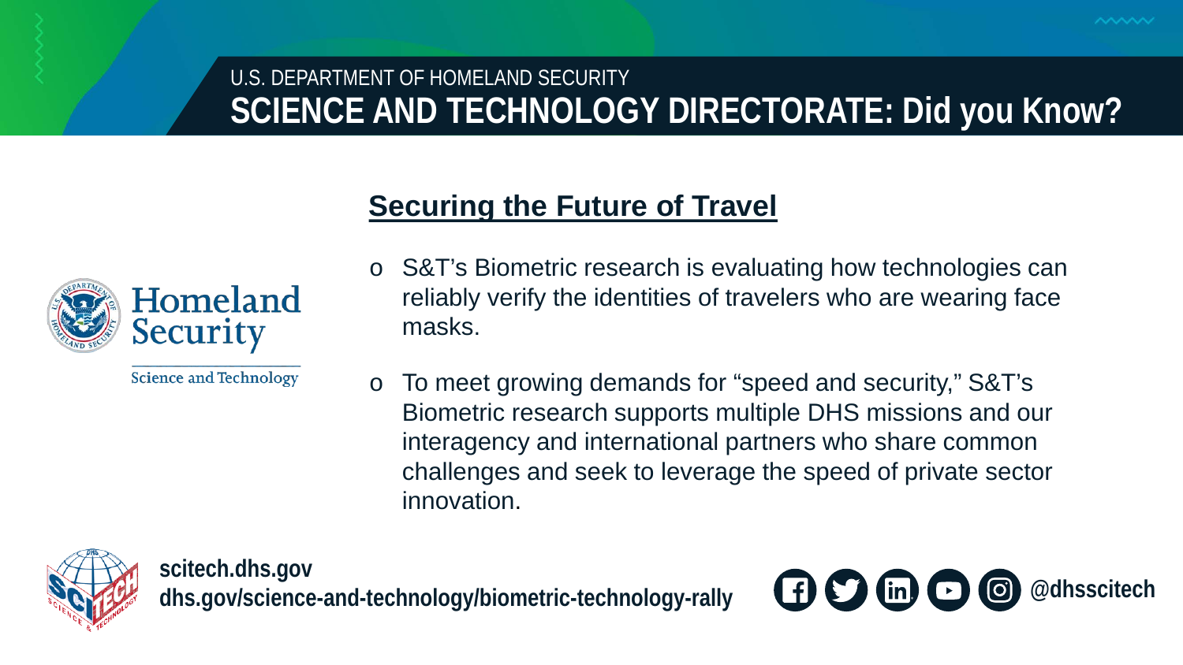U.S. DEPARTMENT OF HOMELAND SECURITY

# SCIENCE AND TECHNOLOGY DIRECTORATE: Did you Know?

## Securing the Future of Travel

Homeland Security

Science and Technology

- S&T’s Biometric research is evaluating how technologies can reliably verify the identities of travelers who are wearing face masks.
- To meet growing demands for “speed and security,” S&T’s Biometric research supports multiple DHS missions and our interagency and international partners who share common challenges and seek to leverage the speed of private sector innovation.

**scitech.dhs.gov**
**dhs.gov/science-and-technology/biometric-technology-rally**

**@dhsscitech**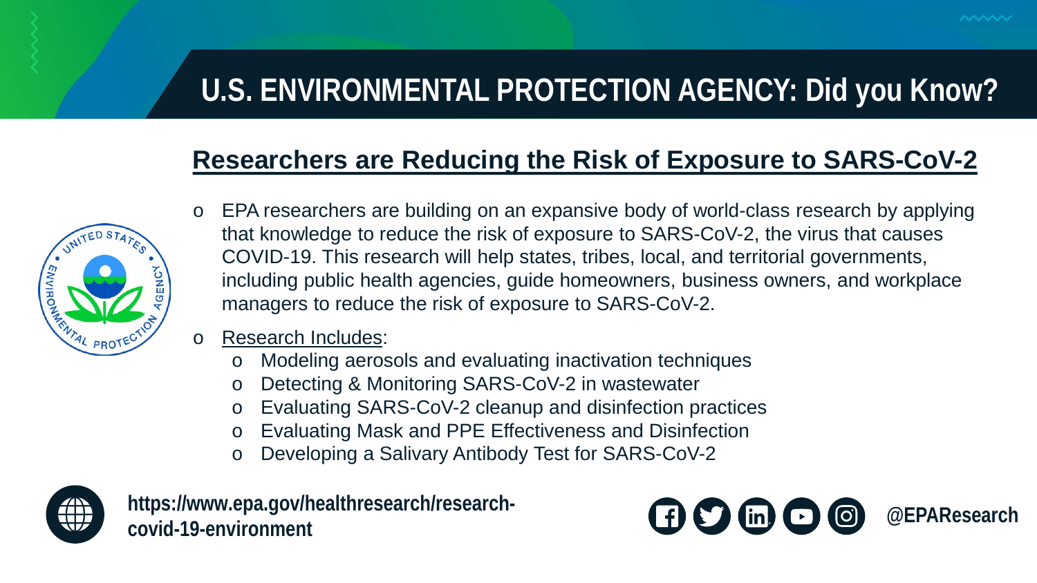# U.S. ENVIRONMENTAL PROTECTION AGENCY: Did you Know?

## Researchers are Reducing the Risk of Exposure to SARS-CoV-2

- EPA researchers are building on an expansive body of world-class research by applying that knowledge to reduce the risk of exposure to SARS-CoV-2, the virus that causes COVID-19. This research will help states, tribes, local, and territorial governments, including public health agencies, guide homeowners, business owners, and workplace managers to reduce the risk of exposure to SARS-CoV-2.
- Research Includes:
  - Modeling aerosols and evaluating inactivation techniques
  - Detecting & Monitoring SARS-CoV-2 in wastewater
  - Evaluating SARS-CoV-2 cleanup and disinfection practices
  - Evaluating Mask and PPE Effectiveness and Disinfection
  - Developing a Salivary Antibody Test for SARS-CoV-2

**https://www.epa.gov/healthresearch/research-covid-19-environment**

**@EPAResearch**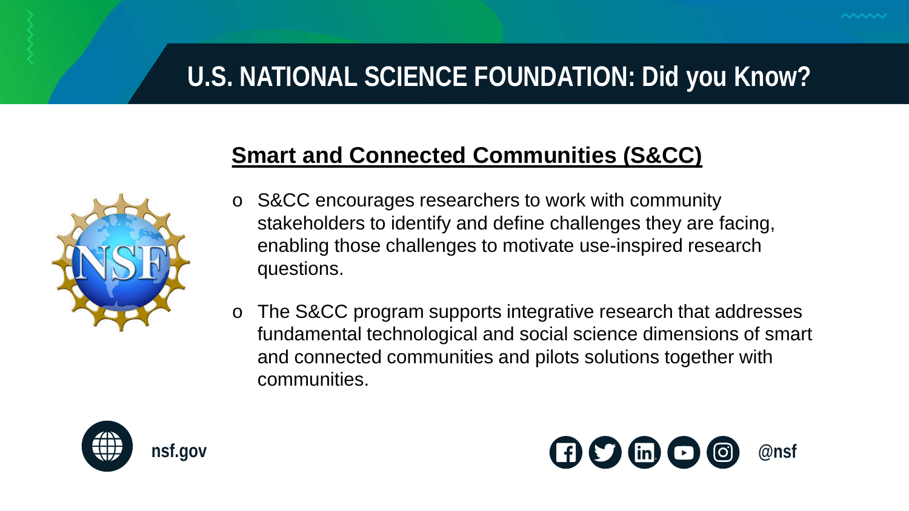# U.S. NATIONAL SCIENCE FOUNDATION: Did you Know?

## Smart and Connected Communities (S&CC)

- S&CC encourages researchers to work with community stakeholders to identify and define challenges they are facing, enabling those challenges to motivate use-inspired research questions.
- The S&CC program supports integrative research that addresses fundamental technological and social science dimensions of smart and connected communities and pilots solutions together with communities.

nsf.gov

@nsf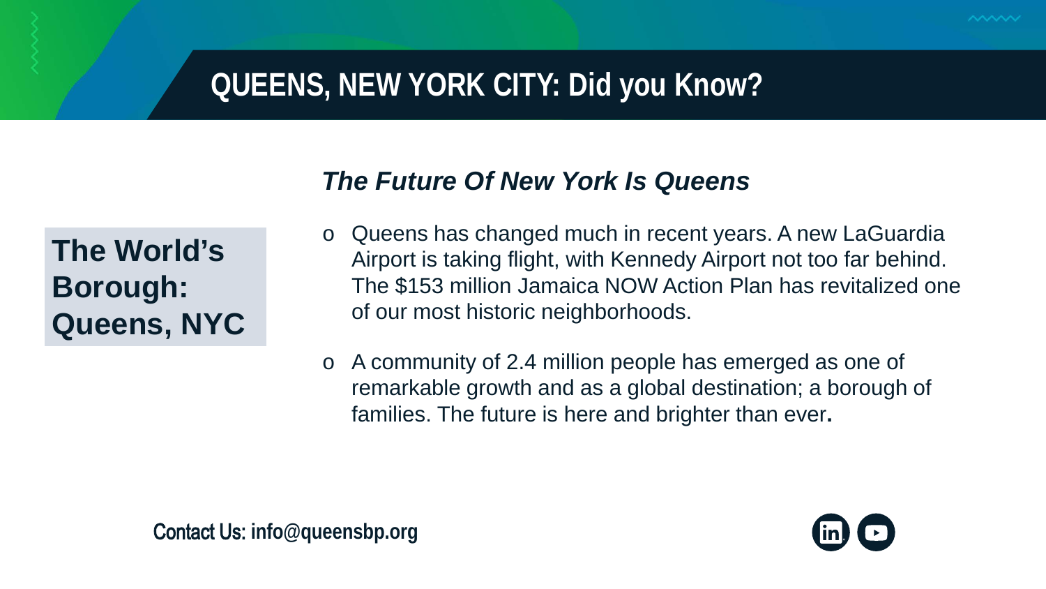# QUEENS, NEW YORK CITY: Did you Know?

**The World's Borough: Queens, NYC**

## *The Future Of New York Is Queens*

- Queens has changed much in recent years. A new LaGuardia Airport is taking flight, with Kennedy Airport not too far behind. The $153 million Jamaica NOW Action Plan has revitalized one of our most historic neighborhoods.
- A community of 2.4 million people has emerged as one of remarkable growth and as a global destination; a borough of families. The future is here and brighter than ever**.**

**Contact Us: info@queensbp.org**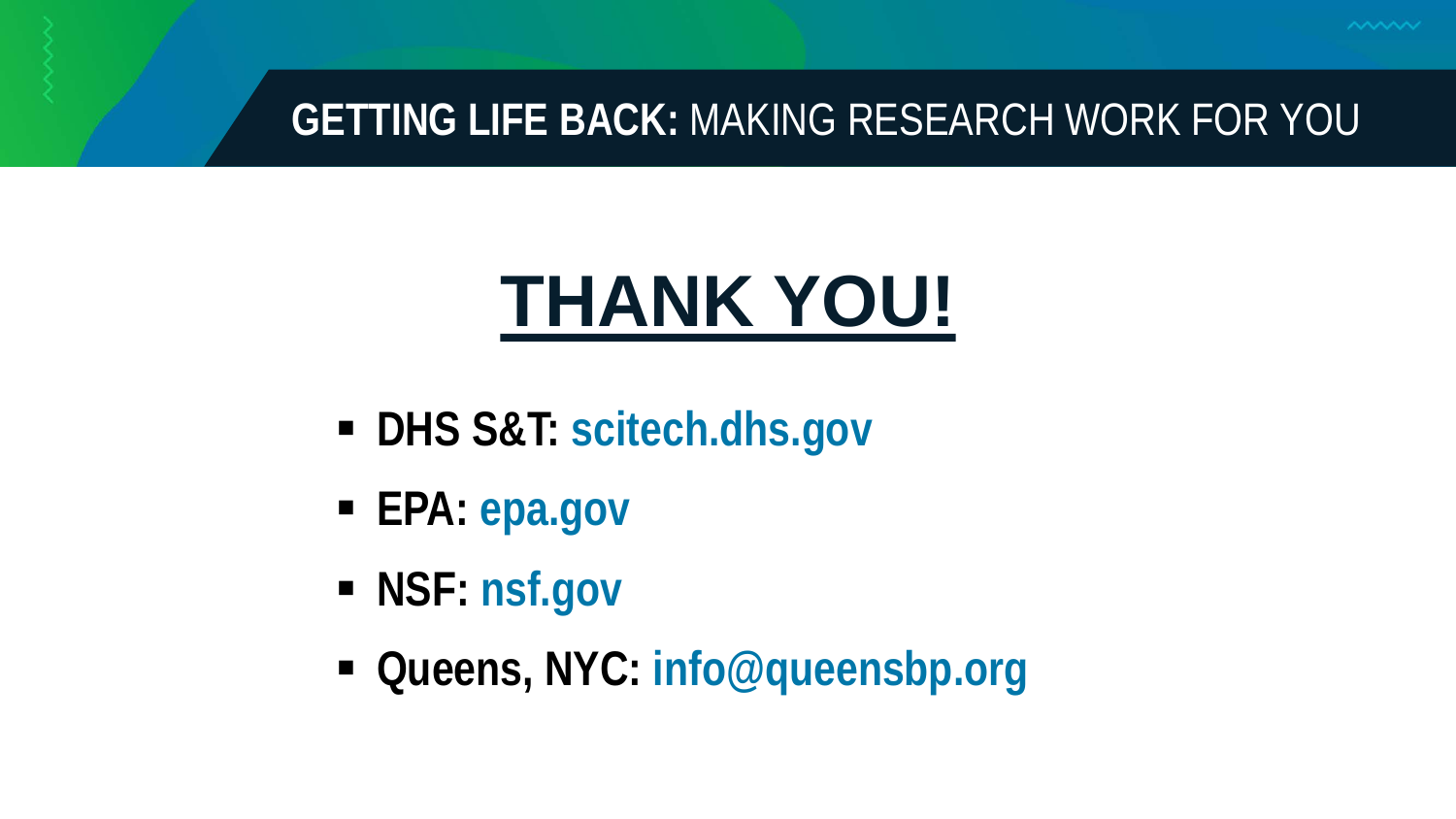# THANK YOU!

- **DHS S&T:** scitech.dhs.gov
- **EPA:** epa.gov
- **NSF:** nsf.gov
- **Queens, NYC:** info@queensbp.org